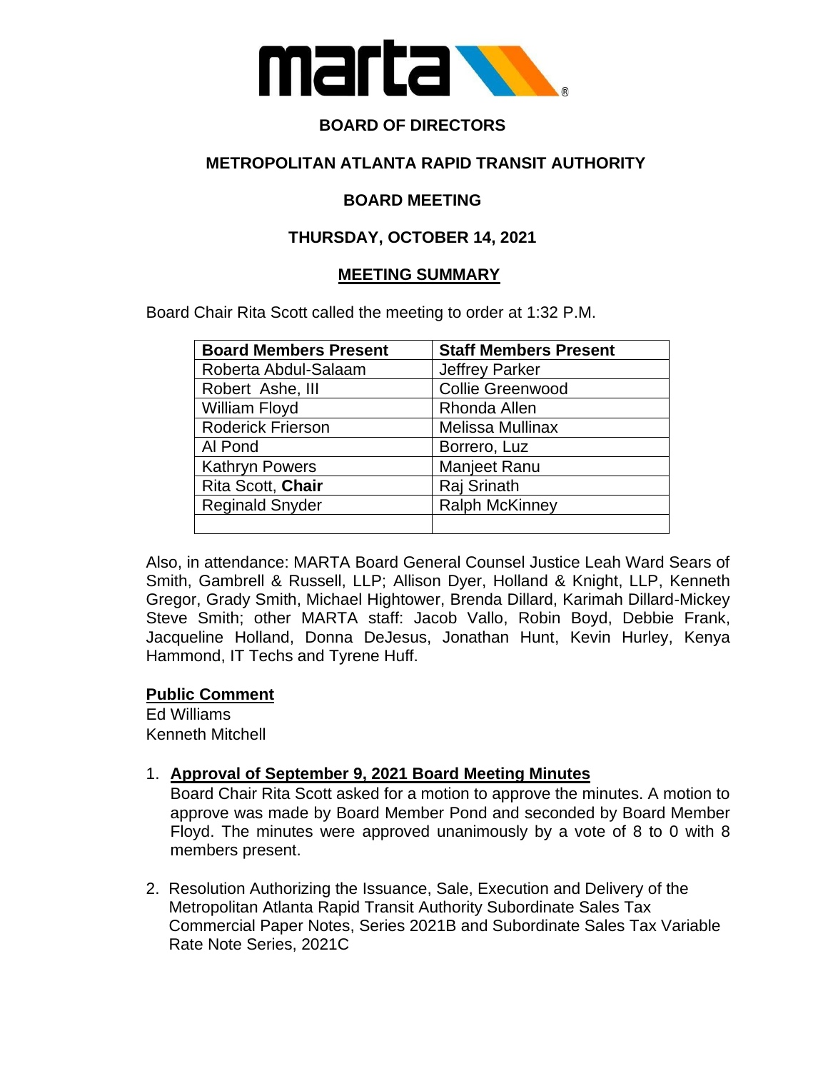# BOARD OF DIRECTORS

## METROPOLITAN ATLANTA RAPID TRANSIT AUTHORITY

## BOARD MEETING

## THURSDAY, OCTOBER 14, 2021

## MEETING SUMMARY

Board Chair Rita Scott called the meeting to order at 1:32 P.M.

| Board Members Present | Staff Members Present |
|---|---|
| Roberta Abdul-Salaam | Jeffrey Parker |
| Robert Ashe, III | Collie Greenwood |
| William Floyd | Rhonda Allen |
| Roderick Frierson | Melissa Mullinax |
| Al Pond | Borrero, Luz |
| Kathryn Powers | Manjeet Ranu |
| Rita Scott, **Chair** | Raj Srinath |
| Reginald Snyder | Ralph McKinney |
| | |

Also, in attendance: MARTA Board General Counsel Justice Leah Ward Sears of Smith, Gambrell & Russell, LLP; Allison Dyer, Holland & Knight, LLP, Kenneth Gregor, Grady Smith, Michael Hightower, Brenda Dillard, Karimah Dillard-Mickey Steve Smith; other MARTA staff: Jacob Vallo, Robin Boyd, Debbie Frank, Jacqueline Holland, Donna DeJesus, Jonathan Hunt, Kevin Hurley, Kenya Hammond, IT Techs and Tyrene Huff.

**Public Comment**

Ed Williams
Kenneth Mitchell

1. **Approval of September 9, 2021 Board Meeting Minutes**
   Board Chair Rita Scott asked for a motion to approve the minutes. A motion to approve was made by Board Member Pond and seconded by Board Member Floyd. The minutes were approved unanimously by a vote of 8 to 0 with 8 members present.

2. Resolution Authorizing the Issuance, Sale, Execution and Delivery of the Metropolitan Atlanta Rapid Transit Authority Subordinate Sales Tax Commercial Paper Notes, Series 2021B and Subordinate Sales Tax Variable Rate Note Series, 2021C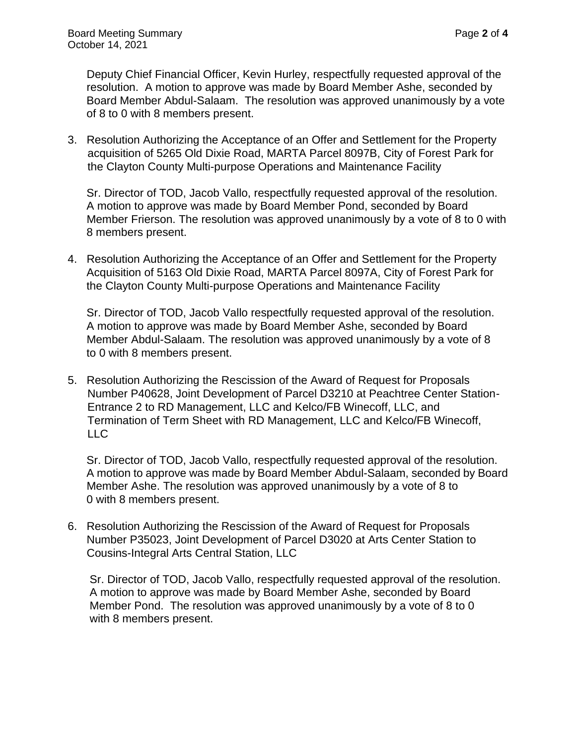Deputy Chief Financial Officer, Kevin Hurley, respectfully requested approval of the resolution. A motion to approve was made by Board Member Ashe, seconded by Board Member Abdul-Salaam. The resolution was approved unanimously by a vote of 8 to 0 with 8 members present.

3. Resolution Authorizing the Acceptance of an Offer and Settlement for the Property acquisition of 5265 Old Dixie Road, MARTA Parcel 8097B, City of Forest Park for the Clayton County Multi-purpose Operations and Maintenance Facility

   Sr. Director of TOD, Jacob Vallo, respectfully requested approval of the resolution. A motion to approve was made by Board Member Pond, seconded by Board Member Frierson. The resolution was approved unanimously by a vote of 8 to 0 with 8 members present.

4. Resolution Authorizing the Acceptance of an Offer and Settlement for the Property Acquisition of 5163 Old Dixie Road, MARTA Parcel 8097A, City of Forest Park for the Clayton County Multi-purpose Operations and Maintenance Facility

   Sr. Director of TOD, Jacob Vallo respectfully requested approval of the resolution. A motion to approve was made by Board Member Ashe, seconded by Board Member Abdul-Salaam. The resolution was approved unanimously by a vote of 8 to 0 with 8 members present.

5. Resolution Authorizing the Rescission of the Award of Request for Proposals Number P40628, Joint Development of Parcel D3210 at Peachtree Center Station-Entrance 2 to RD Management, LLC and Kelco/FB Winecoff, LLC, and Termination of Term Sheet with RD Management, LLC and Kelco/FB Winecoff, LLC

   Sr. Director of TOD, Jacob Vallo, respectfully requested approval of the resolution. A motion to approve was made by Board Member Abdul-Salaam, seconded by Board Member Ashe. The resolution was approved unanimously by a vote of 8 to 0 with 8 members present.

6. Resolution Authorizing the Rescission of the Award of Request for Proposals Number P35023, Joint Development of Parcel D3020 at Arts Center Station to Cousins-Integral Arts Central Station, LLC

   Sr. Director of TOD, Jacob Vallo, respectfully requested approval of the resolution. A motion to approve was made by Board Member Ashe, seconded by Board Member Pond. The resolution was approved unanimously by a vote of 8 to 0 with 8 members present.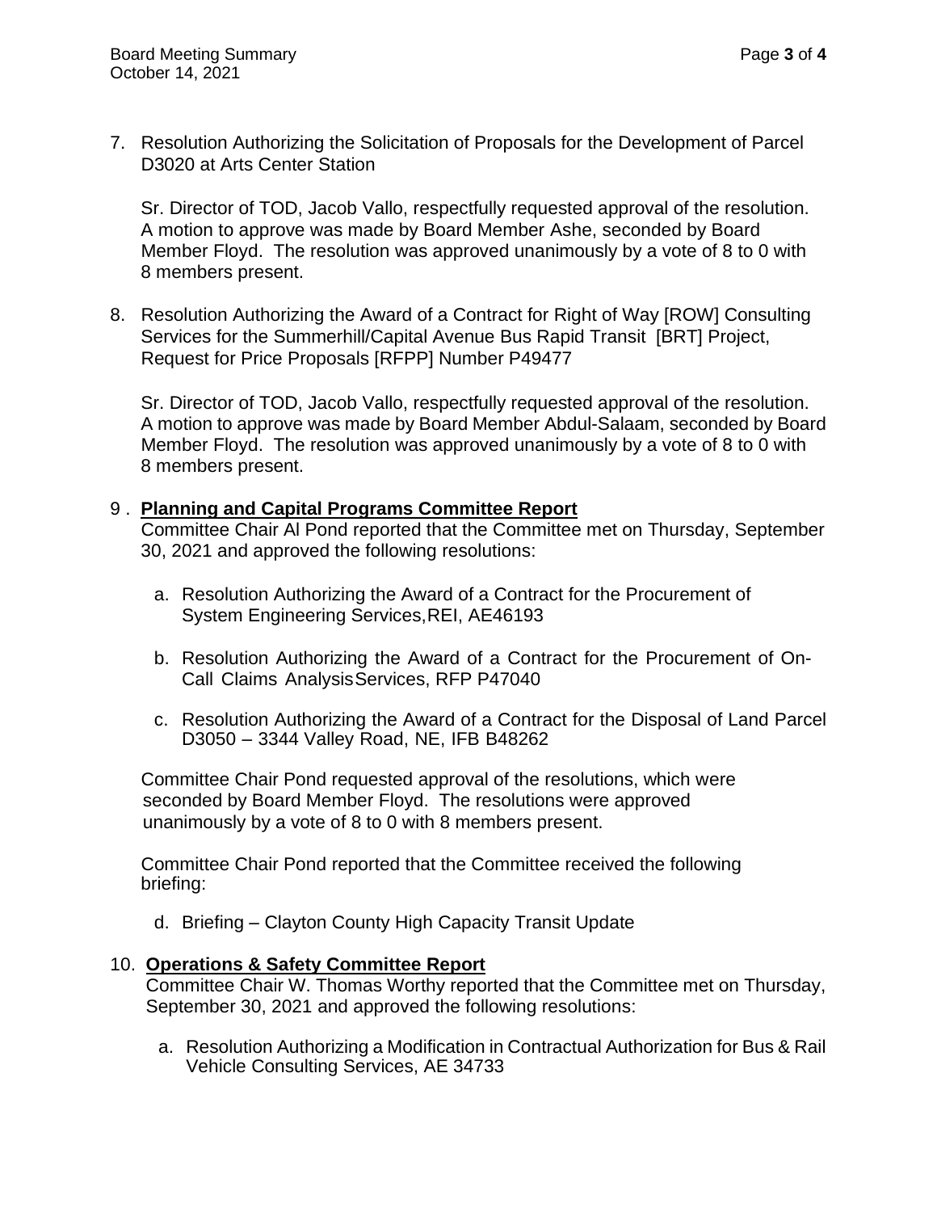7. Resolution Authorizing the Solicitation of Proposals for the Development of Parcel D3020 at Arts Center Station

   Sr. Director of TOD, Jacob Vallo, respectfully requested approval of the resolution. A motion to approve was made by Board Member Ashe, seconded by Board Member Floyd. The resolution was approved unanimously by a vote of 8 to 0 with 8 members present.

8. Resolution Authorizing the Award of a Contract for Right of Way [ROW] Consulting Services for the Summerhill/Capital Avenue Bus Rapid Transit [BRT] Project, Request for Price Proposals [RFPP] Number P49477

   Sr. Director of TOD, Jacob Vallo, respectfully requested approval of the resolution. A motion to approve was made by Board Member Abdul-Salaam, seconded by Board Member Floyd. The resolution was approved unanimously by a vote of 8 to 0 with 8 members present.

9. **Planning and Capital Programs Committee Report**

   Committee Chair Al Pond reported that the Committee met on Thursday, September 30, 2021 and approved the following resolutions:

   a. Resolution Authorizing the Award of a Contract for the Procurement of System Engineering Services, REI, AE46193

   b. Resolution Authorizing the Award of a Contract for the Procurement of On-Call Claims Analysis Services, RFP P47040

   c. Resolution Authorizing the Award of a Contract for the Disposal of Land Parcel D3050 – 3344 Valley Road, NE, IFB B48262

   Committee Chair Pond requested approval of the resolutions, which were seconded by Board Member Floyd. The resolutions were approved unanimously by a vote of 8 to 0 with 8 members present.

   Committee Chair Pond reported that the Committee received the following briefing:

   d. Briefing – Clayton County High Capacity Transit Update

10. **Operations & Safety Committee Report**

    Committee Chair W. Thomas Worthy reported that the Committee met on Thursday, September 30, 2021 and approved the following resolutions:

    a. Resolution Authorizing a Modification in Contractual Authorization for Bus & Rail Vehicle Consulting Services, AE 34733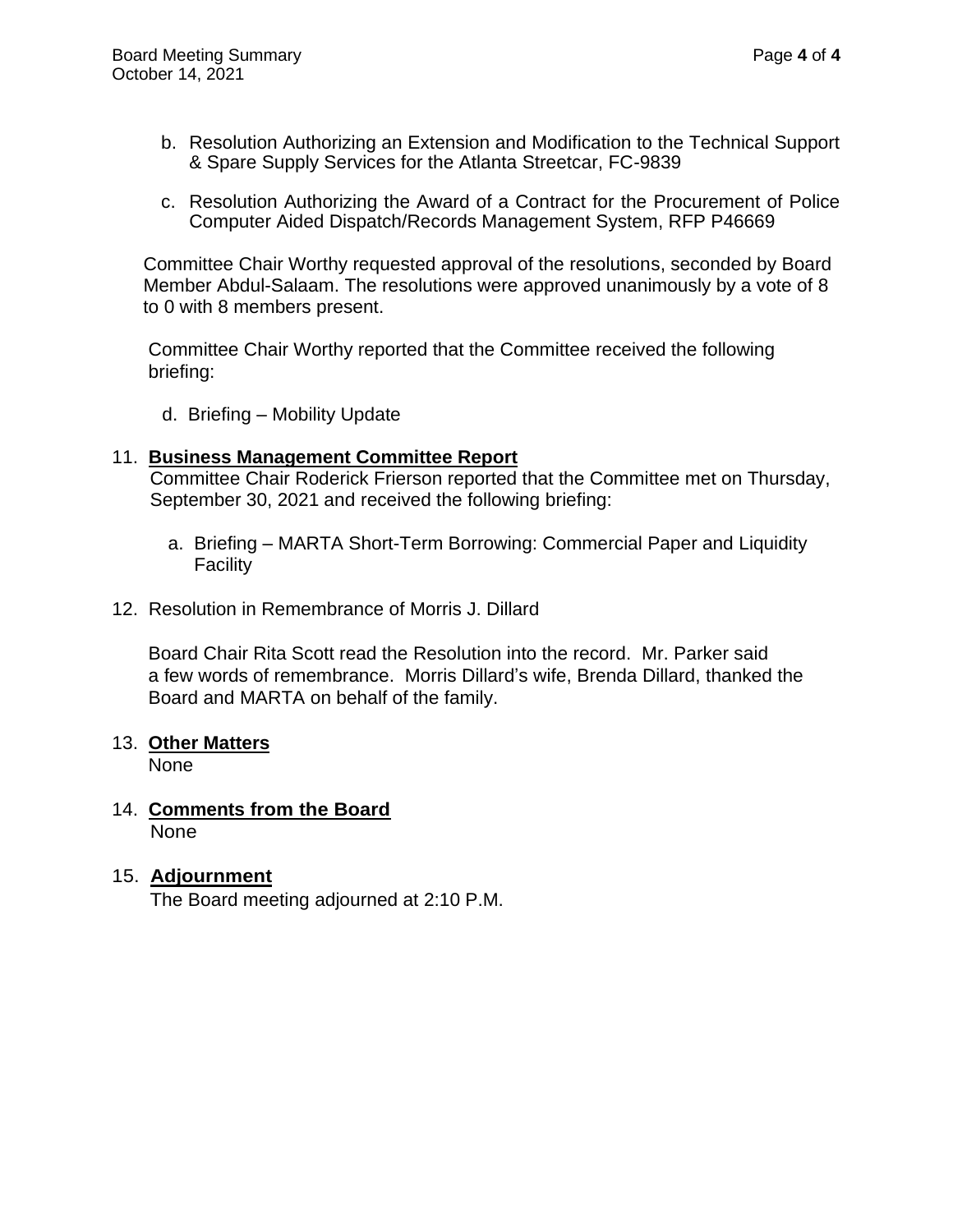b. Resolution Authorizing an Extension and Modification to the Technical Support & Spare Supply Services for the Atlanta Streetcar, FC-9839

c. Resolution Authorizing the Award of a Contract for the Procurement of Police Computer Aided Dispatch/Records Management System, RFP P46669

Committee Chair Worthy requested approval of the resolutions, seconded by Board Member Abdul-Salaam. The resolutions were approved unanimously by a vote of 8 to 0 with 8 members present.

Committee Chair Worthy reported that the Committee received the following briefing:

d. Briefing – Mobility Update

11. **Business Management Committee Report**

Committee Chair Roderick Frierson reported that the Committee met on Thursday, September 30, 2021 and received the following briefing:

a. Briefing – MARTA Short-Term Borrowing: Commercial Paper and Liquidity Facility

12. Resolution in Remembrance of Morris J. Dillard

Board Chair Rita Scott read the Resolution into the record. Mr. Parker said a few words of remembrance. Morris Dillard's wife, Brenda Dillard, thanked the Board and MARTA on behalf of the family.

13. **Other Matters**

None

14. **Comments from the Board**

None

15. **Adjournment**

The Board meeting adjourned at 2:10 P.M.